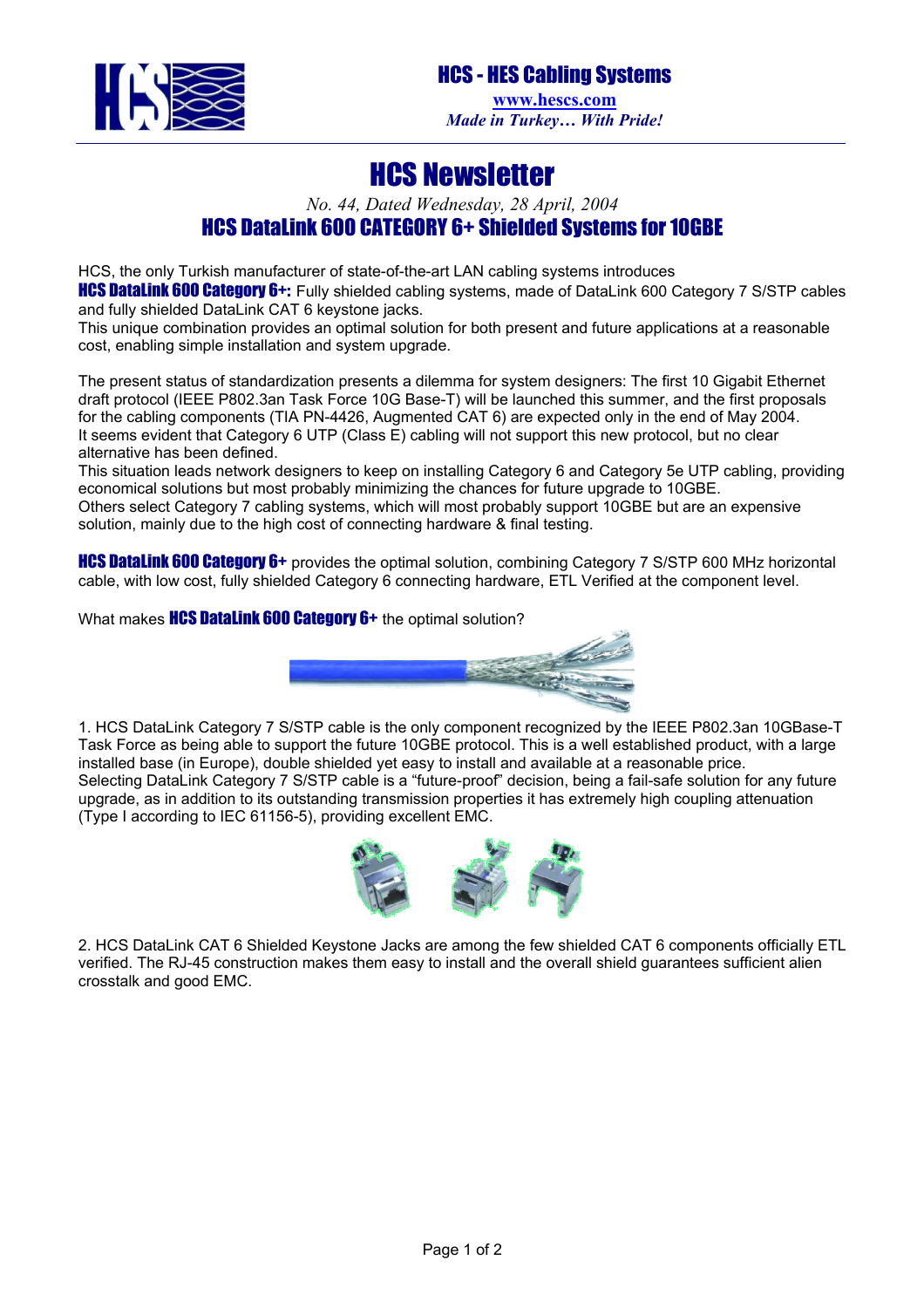**HCS - HES Cabling Systems**

www.hescs.com

*Made in Turkey… With Pride!*

# HCS Newsletter

*No. 44, Dated Wednesday, 28 April, 2004*

## HCS DataLink 600 CATEGORY 6+ Shielded Systems for 10GBE

HCS, the only Turkish manufacturer of state-of-the-art LAN cabling systems introduces **HCS DataLink 600 Category 6+:** Fully shielded cabling systems, made of DataLink 600 Category 7 S/STP cables and fully shielded DataLink CAT 6 keystone jacks.

This unique combination provides an optimal solution for both present and future applications at a reasonable cost, enabling simple installation and system upgrade.

The present status of standardization presents a dilemma for system designers: The first 10 Gigabit Ethernet draft protocol (IEEE P802.3an Task Force 10G Base-T) will be launched this summer, and the first proposals for the cabling components (TIA PN-4426, Augmented CAT 6) are expected only in the end of May 2004.

It seems evident that Category 6 UTP (Class E) cabling will not support this new protocol, but no clear alternative has been defined.

This situation leads network designers to keep on installing Category 6 and Category 5e UTP cabling, providing economical solutions but most probably minimizing the chances for future upgrade to 10GBE.

Others select Category 7 cabling systems, which will most probably support 10GBE but are an expensive solution, mainly due to the high cost of connecting hardware & final testing.

**HCS DataLink 600 Category 6+** provides the optimal solution, combining Category 7 S/STP 600 MHz horizontal cable, with low cost, fully shielded Category 6 connecting hardware, ETL Verified at the component level.

What makes **HCS DataLink 600 Category 6+** the optimal solution?

1. HCS DataLink Category 7 S/STP cable is the only component recognized by the IEEE P802.3an 10GBase-T Task Force as being able to support the future 10GBE protocol. This is a well established product, with a large installed base (in Europe), double shielded yet easy to install and available at a reasonable price.
Selecting DataLink Category 7 S/STP cable is a "future-proof" decision, being a fail-safe solution for any future upgrade, as in addition to its outstanding transmission properties it has extremely high coupling attenuation (Type I according to IEC 61156-5), providing excellent EMC.

2. HCS DataLink CAT 6 Shielded Keystone Jacks are among the few shielded CAT 6 components officially ETL verified. The RJ-45 construction makes them easy to install and the overall shield guarantees sufficient alien crosstalk and good EMC.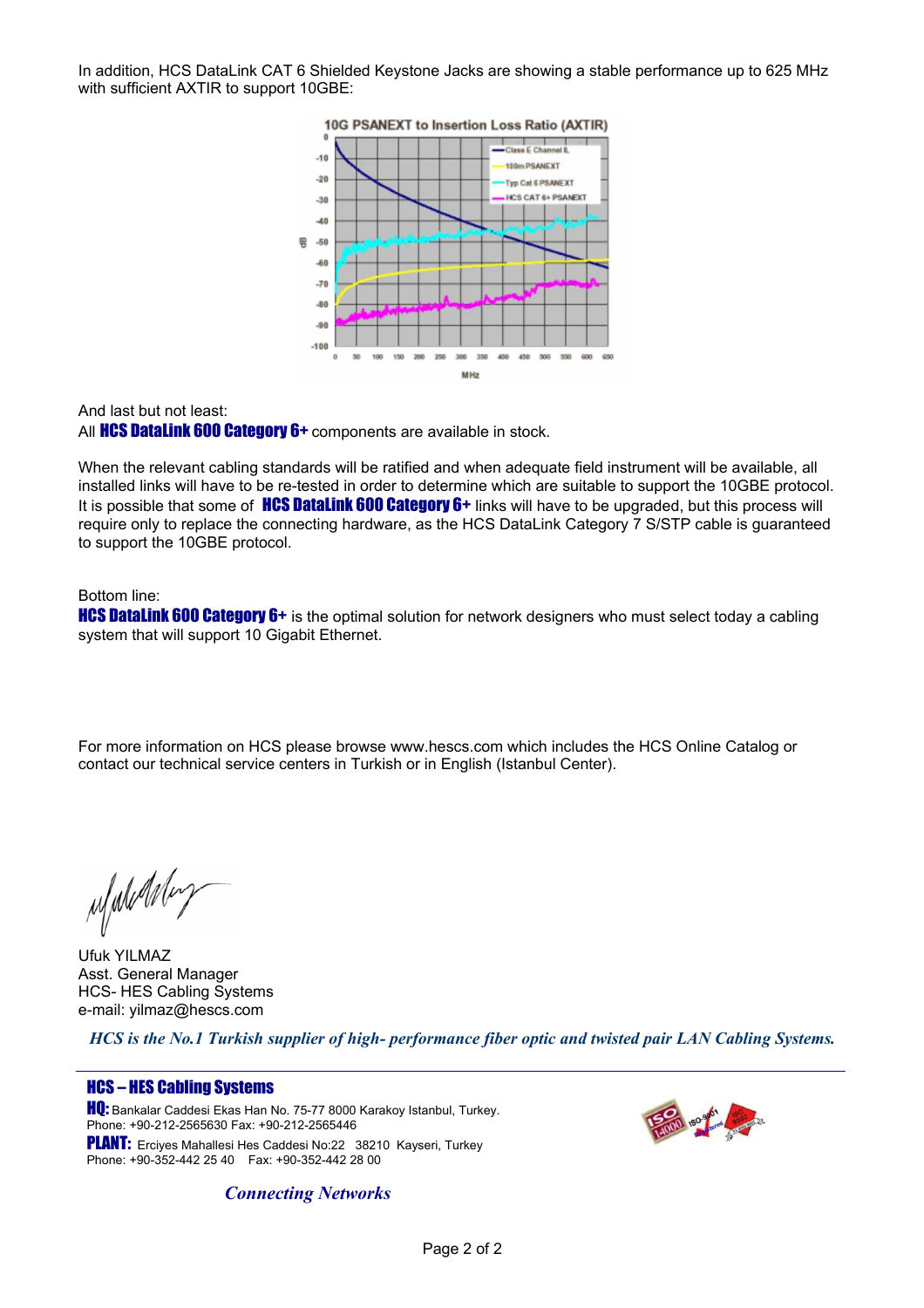In addition, HCS DataLink CAT 6 Shielded Keystone Jacks are showing a stable performance up to 625 MHz with sufficient AXTIR to support 10GBE:

10G PSANEXT to Insertion Loss Ratio (AXTIR)

Class E Channel IL
100m PSANEXT
Typ Cat 6 PSANEXT
HCS CAT 6+ PSANEXT

dB

0
-10
-20
-30
-40
-50
-60
-70
-80
-90
-100

0 50 100 150 200 250 300 350 400 450 500 550 600 650

MHz

And last but not least:
All **HCS DataLink 600 Category 6+** components are available in stock.

When the relevant cabling standards will be ratified and when adequate field instrument will be available, all installed links will have to be re-tested in order to determine which are suitable to support the 10GBE protocol. It is possible that some of **HCS DataLink 600 Category 6+** links will have to be upgraded, but this process will require only to replace the connecting hardware, as the HCS DataLink Category 7 S/STP cable is guaranteed to support the 10GBE protocol.

Bottom line:
**HCS DataLink 600 Category 6+** is the optimal solution for network designers who must select today a cabling system that will support 10 Gigabit Ethernet.

For more information on HCS please browse www.hescs.com which includes the HCS Online Catalog or contact our technical service centers in Turkish or in English (Istanbul Center).

Ufuk YILMAZ
Asst. General Manager
HCS- HES Cabling Systems
e-mail: yilmaz@hescs.com

*HCS is the No.1 Turkish supplier of high- performance fiber optic and twisted pair LAN Cabling Systems.*

**HCS – HES Cabling Systems**
**HQ:** Bankalar Caddesi Ekas Han No. 75-77 8000 Karakoy Istanbul, Turkey.
Phone: +90-212-2565630 Fax: +90-212-2565446
**PLANT:** Erciyes Mahallesi Hes Caddesi No:22 38210 Kayseri, Turkey
Phone: +90-352-442 25 40 Fax: +90-352-442 28 00

*Connecting Networks*